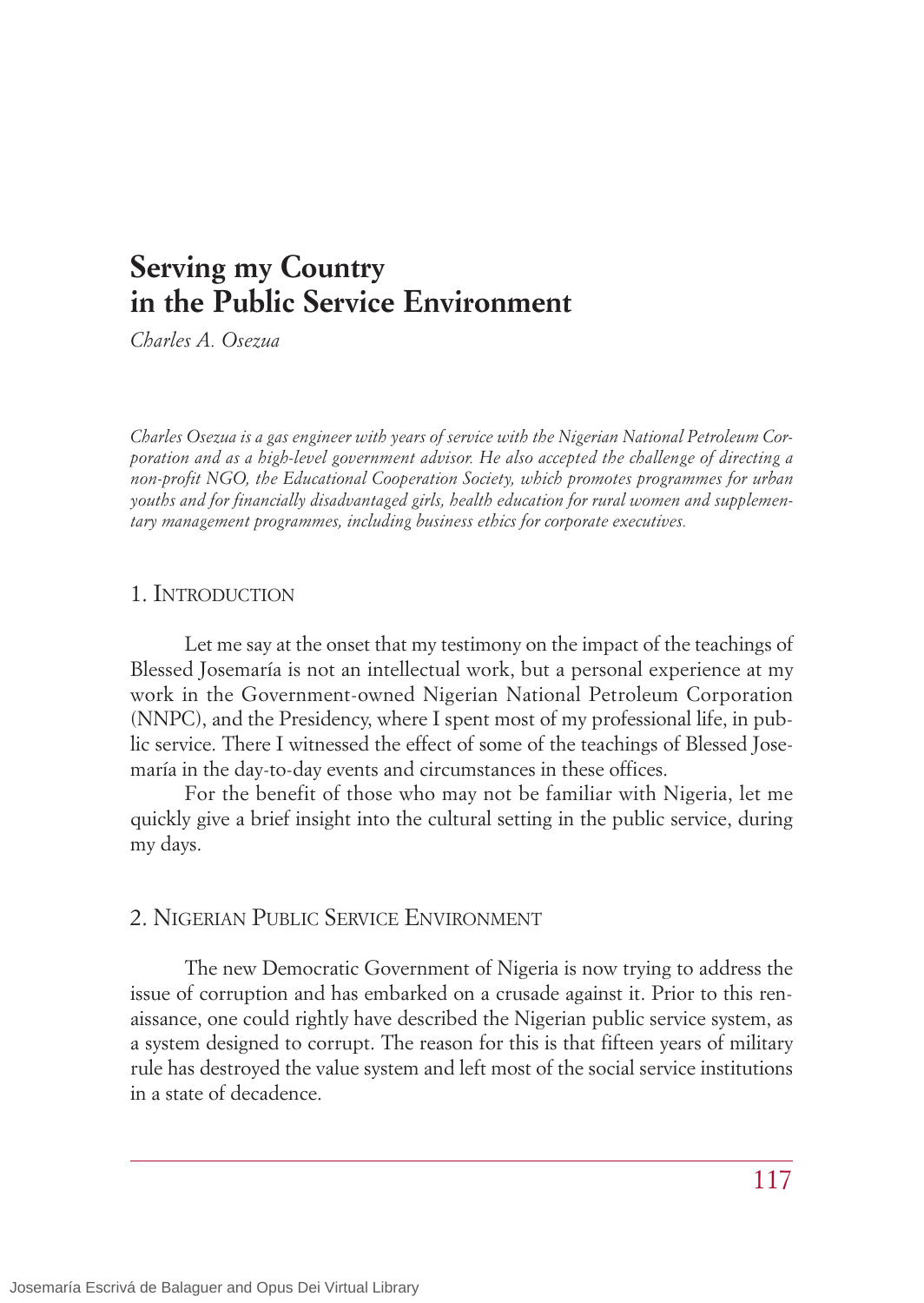# Serving my Country in the Public Service Environment

*Charles A. Osezua*

*Charles Osezua is a gas engineer with years of service with the Nigerian National Petroleum Corporation and as a high-level government advisor. He also accepted the challenge of directing a non-profit NGO, the Educational Cooperation Society, which promotes programmes for urban youths and for financially disadvantaged girls, health education for rural women and supplementary management programmes, including business ethics for corporate executives.*

## 1. Introduction

Let me say at the onset that my testimony on the impact of the teachings of Blessed Josemaría is not an intellectual work, but a personal experience at my work in the Government-owned Nigerian National Petroleum Corporation (NNPC), and the Presidency, where I spent most of my professional life, in public service. There I witnessed the effect of some of the teachings of Blessed Josemaría in the day-to-day events and circumstances in these offices.

For the benefit of those who may not be familiar with Nigeria, let me quickly give a brief insight into the cultural setting in the public service, during my days.

## 2. Nigerian Public Service Environment

The new Democratic Government of Nigeria is now trying to address the issue of corruption and has embarked on a crusade against it. Prior to this renaissance, one could rightly have described the Nigerian public service system, as a system designed to corrupt. The reason for this is that fifteen years of military rule has destroyed the value system and left most of the social service institutions in a state of decadence.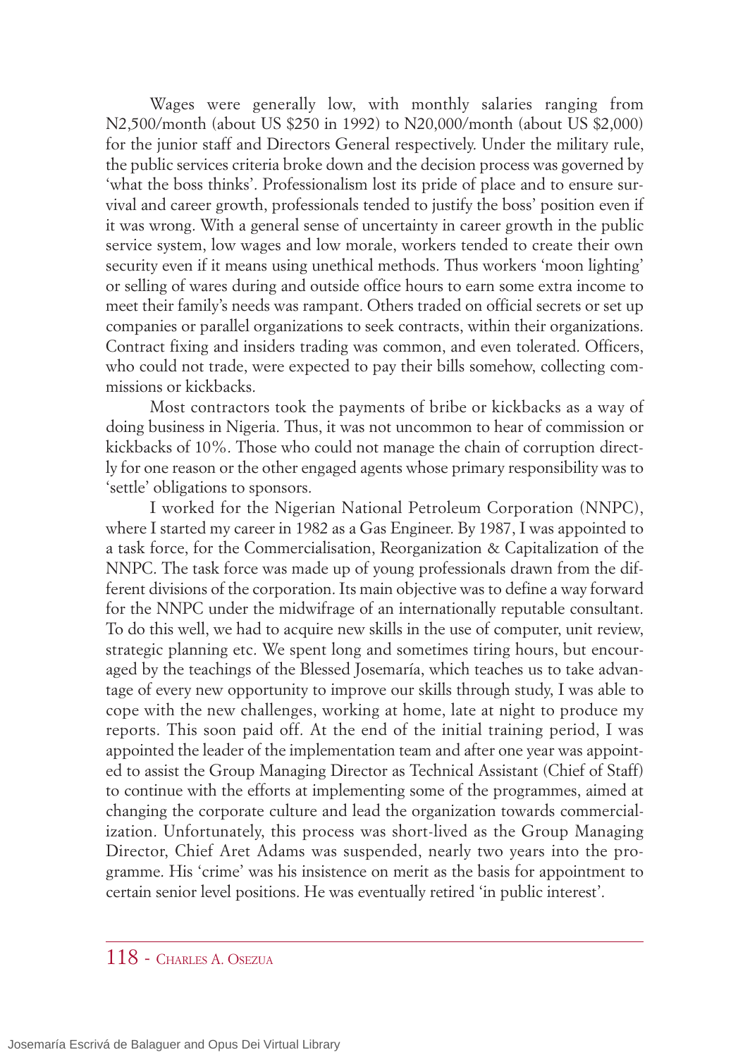Wages were generally low, with monthly salaries ranging from N2,500/month (about US $250 in 1992) to N20,000/month (about US $2,000) for the junior staff and Directors General respectively. Under the military rule, the public services criteria broke down and the decision process was governed by 'what the boss thinks'. Professionalism lost its pride of place and to ensure survival and career growth, professionals tended to justify the boss' position even if it was wrong. With a general sense of uncertainty in career growth in the public service system, low wages and low morale, workers tended to create their own security even if it means using unethical methods. Thus workers 'moon lighting' or selling of wares during and outside office hours to earn some extra income to meet their family's needs was rampant. Others traded on official secrets or set up companies or parallel organizations to seek contracts, within their organizations. Contract fixing and insiders trading was common, and even tolerated. Officers, who could not trade, were expected to pay their bills somehow, collecting commissions or kickbacks.

Most contractors took the payments of bribe or kickbacks as a way of doing business in Nigeria. Thus, it was not uncommon to hear of commission or kickbacks of 10%. Those who could not manage the chain of corruption directly for one reason or the other engaged agents whose primary responsibility was to 'settle' obligations to sponsors.

I worked for the Nigerian National Petroleum Corporation (NNPC), where I started my career in 1982 as a Gas Engineer. By 1987, I was appointed to a task force, for the Commercialisation, Reorganization & Capitalization of the NNPC. The task force was made up of young professionals drawn from the different divisions of the corporation. Its main objective was to define a way forward for the NNPC under the midwifrage of an internationally reputable consultant. To do this well, we had to acquire new skills in the use of computer, unit review, strategic planning etc. We spent long and sometimes tiring hours, but encouraged by the teachings of the Blessed Josemaría, which teaches us to take advantage of every new opportunity to improve our skills through study, I was able to cope with the new challenges, working at home, late at night to produce my reports. This soon paid off. At the end of the initial training period, I was appointed the leader of the implementation team and after one year was appointed to assist the Group Managing Director as Technical Assistant (Chief of Staff) to continue with the efforts at implementing some of the programmes, aimed at changing the corporate culture and lead the organization towards commercialization. Unfortunately, this process was short-lived as the Group Managing Director, Chief Aret Adams was suspended, nearly two years into the programme. His 'crime' was his insistence on merit as the basis for appointment to certain senior level positions. He was eventually retired 'in public interest'.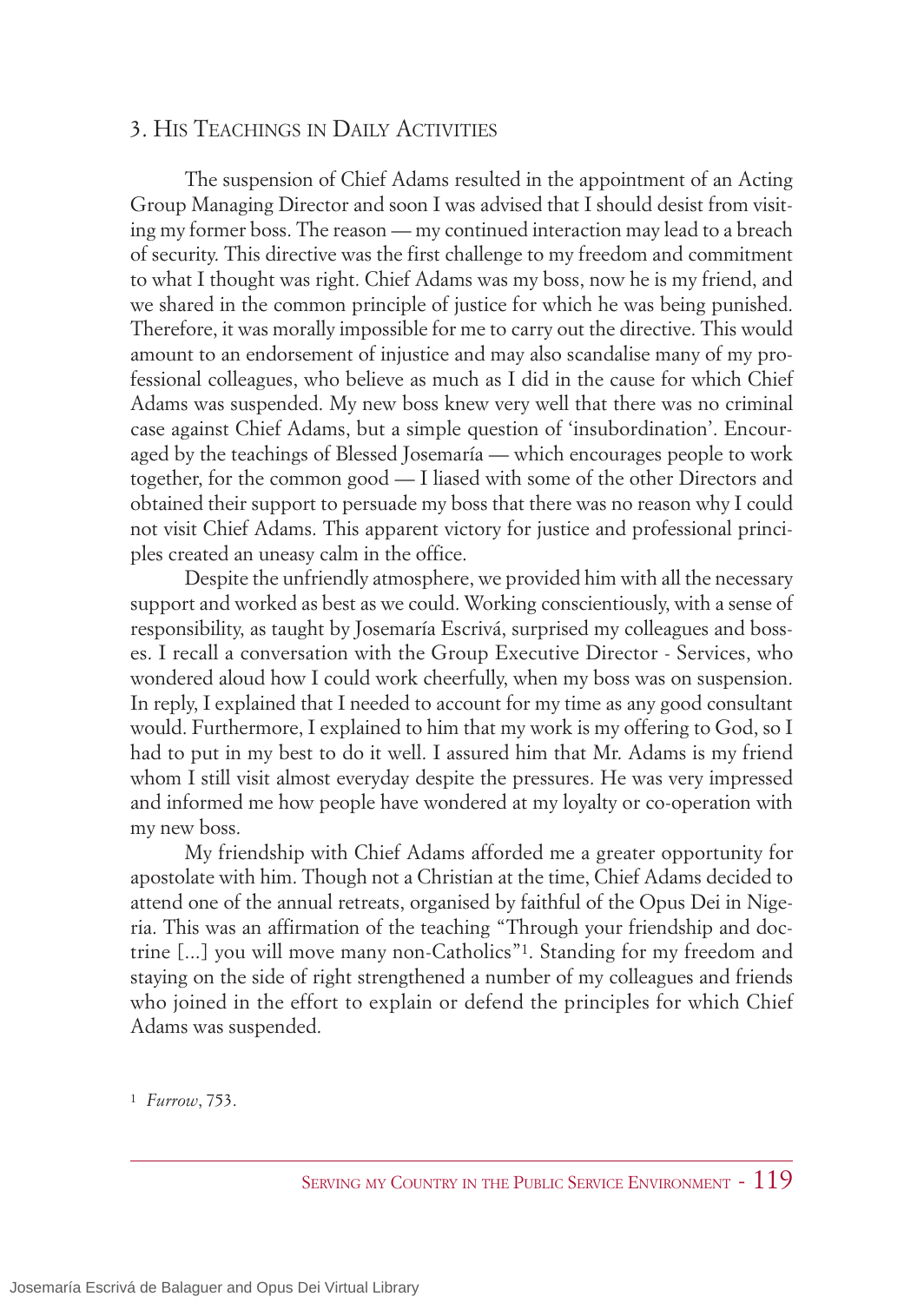## 3. His Teachings in Daily Activities

The suspension of Chief Adams resulted in the appointment of an Acting Group Managing Director and soon I was advised that I should desist from visiting my former boss. The reason — my continued interaction may lead to a breach of security. This directive was the first challenge to my freedom and commitment to what I thought was right. Chief Adams was my boss, now he is my friend, and we shared in the common principle of justice for which he was being punished. Therefore, it was morally impossible for me to carry out the directive. This would amount to an endorsement of injustice and may also scandalise many of my professional colleagues, who believe as much as I did in the cause for which Chief Adams was suspended. My new boss knew very well that there was no criminal case against Chief Adams, but a simple question of 'insubordination'. Encouraged by the teachings of Blessed Josemaría — which encourages people to work together, for the common good — I liased with some of the other Directors and obtained their support to persuade my boss that there was no reason why I could not visit Chief Adams. This apparent victory for justice and professional principles created an uneasy calm in the office.

Despite the unfriendly atmosphere, we provided him with all the necessary support and worked as best as we could. Working conscientiously, with a sense of responsibility, as taught by Josemaría Escrivá, surprised my colleagues and bosses. I recall a conversation with the Group Executive Director - Services, who wondered aloud how I could work cheerfully, when my boss was on suspension. In reply, I explained that I needed to account for my time as any good consultant would. Furthermore, I explained to him that my work is my offering to God, so I had to put in my best to do it well. I assured him that Mr. Adams is my friend whom I still visit almost everyday despite the pressures. He was very impressed and informed me how people have wondered at my loyalty or co-operation with my new boss.

My friendship with Chief Adams afforded me a greater opportunity for apostolate with him. Though not a Christian at the time, Chief Adams decided to attend one of the annual retreats, organised by faithful of the Opus Dei in Nigeria. This was an affirmation of the teaching "Through your friendship and doctrine [...] you will move many non-Catholics"[1]. Standing for my freedom and staying on the side of right strengthened a number of my colleagues and friends who joined in the effort to explain or defend the principles for which Chief Adams was suspended.

[1] *Furrow*, 753.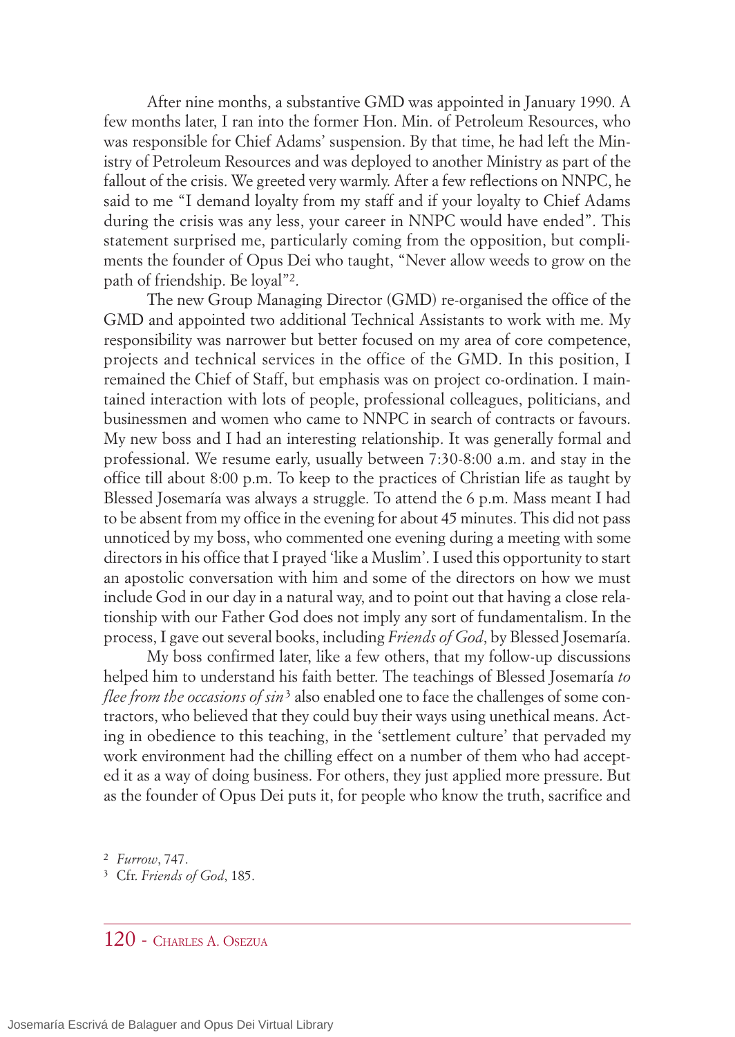After nine months, a substantive GMD was appointed in January 1990. A few months later, I ran into the former Hon. Min. of Petroleum Resources, who was responsible for Chief Adams' suspension. By that time, he had left the Ministry of Petroleum Resources and was deployed to another Ministry as part of the fallout of the crisis. We greeted very warmly. After a few reflections on NNPC, he said to me "I demand loyalty from my staff and if your loyalty to Chief Adams during the crisis was any less, your career in NNPC would have ended". This statement surprised me, particularly coming from the opposition, but compliments the founder of Opus Dei who taught, "Never allow weeds to grow on the path of friendship. Be loyal"[2].

The new Group Managing Director (GMD) re-organised the office of the GMD and appointed two additional Technical Assistants to work with me. My responsibility was narrower but better focused on my area of core competence, projects and technical services in the office of the GMD. In this position, I remained the Chief of Staff, but emphasis was on project co-ordination. I maintained interaction with lots of people, professional colleagues, politicians, and businessmen and women who came to NNPC in search of contracts or favours. My new boss and I had an interesting relationship. It was generally formal and professional. We resume early, usually between 7:30-8:00 a.m. and stay in the office till about 8:00 p.m. To keep to the practices of Christian life as taught by Blessed Josemaría was always a struggle. To attend the 6 p.m. Mass meant I had to be absent from my office in the evening for about 45 minutes. This did not pass unnoticed by my boss, who commented one evening during a meeting with some directors in his office that I prayed 'like a Muslim'. I used this opportunity to start an apostolic conversation with him and some of the directors on how we must include God in our day in a natural way, and to point out that having a close relationship with our Father God does not imply any sort of fundamentalism. In the process, I gave out several books, including *Friends of God*, by Blessed Josemaría.

My boss confirmed later, like a few others, that my follow-up discussions helped him to understand his faith better. The teachings of Blessed Josemaría *to flee from the occasions of sin*[3] also enabled one to face the challenges of some contractors, who believed that they could buy their ways using unethical means. Acting in obedience to this teaching, in the 'settlement culture' that pervaded my work environment had the chilling effect on a number of them who had accepted it as a way of doing business. For others, they just applied more pressure. But as the founder of Opus Dei puts it, for people who know the truth, sacrifice and

[2] *Furrow*, 747.

[3] Cfr. *Friends of God*, 185.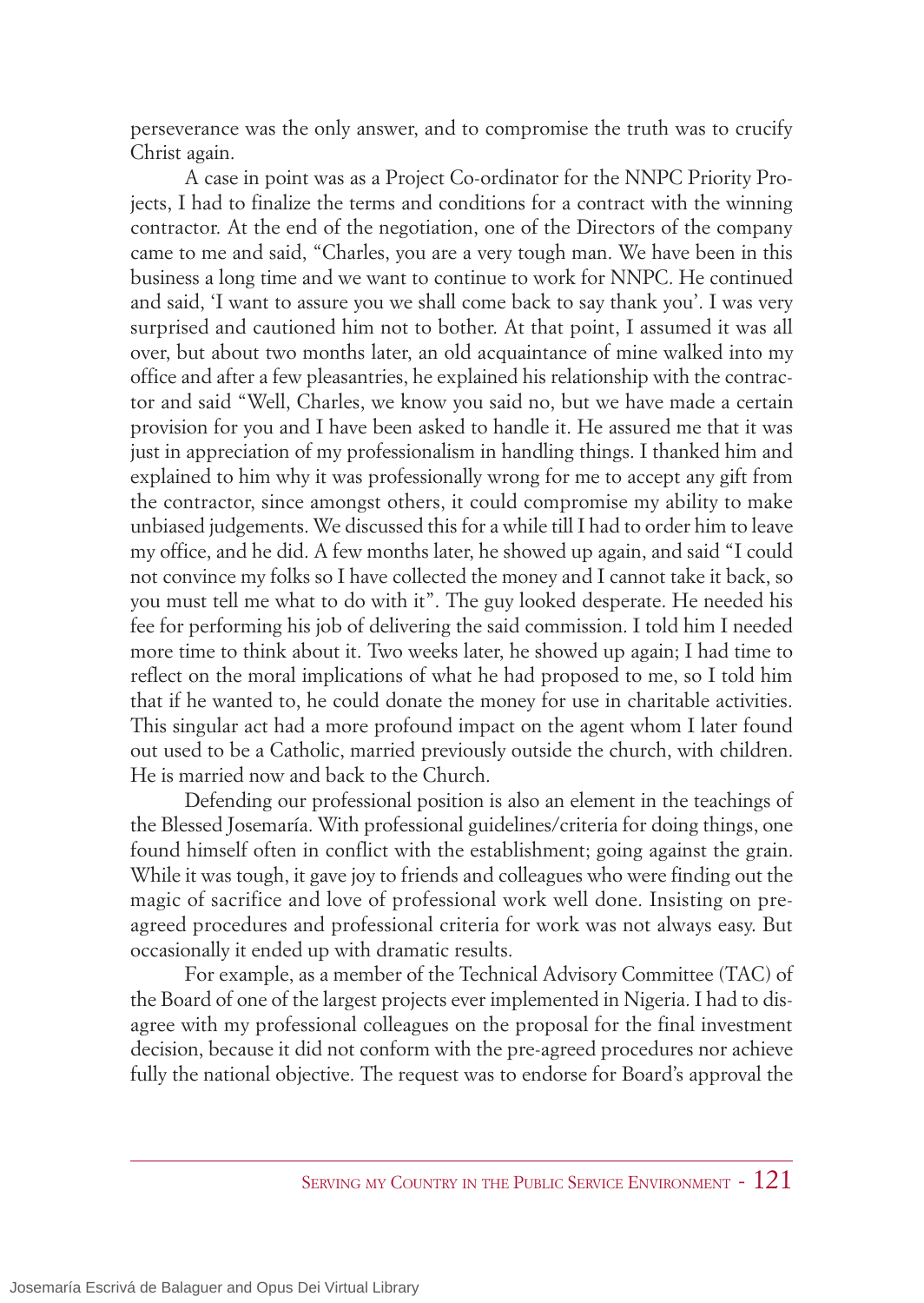perseverance was the only answer, and to compromise the truth was to crucify Christ again.

A case in point was as a Project Co-ordinator for the NNPC Priority Projects, I had to finalize the terms and conditions for a contract with the winning contractor. At the end of the negotiation, one of the Directors of the company came to me and said, "Charles, you are a very tough man. We have been in this business a long time and we want to continue to work for NNPC. He continued and said, 'I want to assure you we shall come back to say thank you'. I was very surprised and cautioned him not to bother. At that point, I assumed it was all over, but about two months later, an old acquaintance of mine walked into my office and after a few pleasantries, he explained his relationship with the contractor and said "Well, Charles, we know you said no, but we have made a certain provision for you and I have been asked to handle it. He assured me that it was just in appreciation of my professionalism in handling things. I thanked him and explained to him why it was professionally wrong for me to accept any gift from the contractor, since amongst others, it could compromise my ability to make unbiased judgements. We discussed this for a while till I had to order him to leave my office, and he did. A few months later, he showed up again, and said "I could not convince my folks so I have collected the money and I cannot take it back, so you must tell me what to do with it". The guy looked desperate. He needed his fee for performing his job of delivering the said commission. I told him I needed more time to think about it. Two weeks later, he showed up again; I had time to reflect on the moral implications of what he had proposed to me, so I told him that if he wanted to, he could donate the money for use in charitable activities. This singular act had a more profound impact on the agent whom I later found out used to be a Catholic, married previously outside the church, with children. He is married now and back to the Church.

Defending our professional position is also an element in the teachings of the Blessed Josemaría. With professional guidelines/criteria for doing things, one found himself often in conflict with the establishment; going against the grain. While it was tough, it gave joy to friends and colleagues who were finding out the magic of sacrifice and love of professional work well done. Insisting on pre-agreed procedures and professional criteria for work was not always easy. But occasionally it ended up with dramatic results.

For example, as a member of the Technical Advisory Committee (TAC) of the Board of one of the largest projects ever implemented in Nigeria. I had to disagree with my professional colleagues on the proposal for the final investment decision, because it did not conform with the pre-agreed procedures nor achieve fully the national objective. The request was to endorse for Board's approval the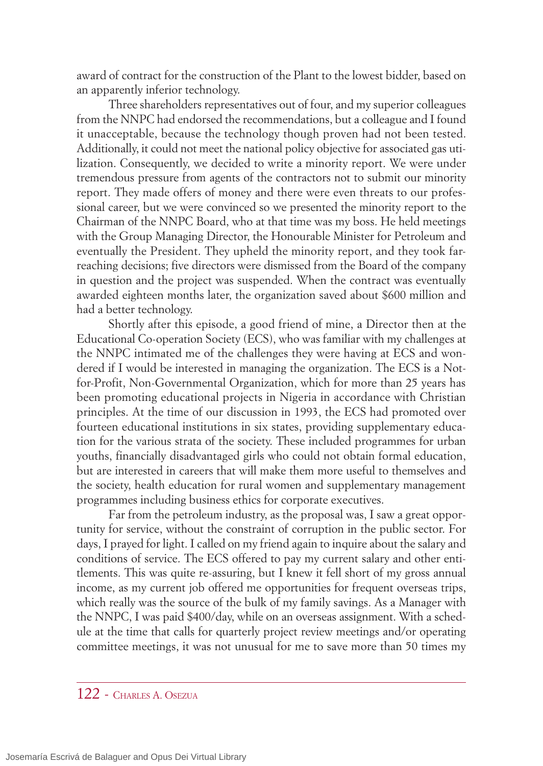award of contract for the construction of the Plant to the lowest bidder, based on an apparently inferior technology.

Three shareholders representatives out of four, and my superior colleagues from the NNPC had endorsed the recommendations, but a colleague and I found it unacceptable, because the technology though proven had not been tested. Additionally, it could not meet the national policy objective for associated gas utilization. Consequently, we decided to write a minority report. We were under tremendous pressure from agents of the contractors not to submit our minority report. They made offers of money and there were even threats to our professional career, but we were convinced so we presented the minority report to the Chairman of the NNPC Board, who at that time was my boss. He held meetings with the Group Managing Director, the Honourable Minister for Petroleum and eventually the President. They upheld the minority report, and they took far-reaching decisions; five directors were dismissed from the Board of the company in question and the project was suspended. When the contract was eventually awarded eighteen months later, the organization saved about $600 million and had a better technology.

Shortly after this episode, a good friend of mine, a Director then at the Educational Co-operation Society (ECS), who was familiar with my challenges at the NNPC intimated me of the challenges they were having at ECS and wondered if I would be interested in managing the organization. The ECS is a Not-for-Profit, Non-Governmental Organization, which for more than 25 years has been promoting educational projects in Nigeria in accordance with Christian principles. At the time of our discussion in 1993, the ECS had promoted over fourteen educational institutions in six states, providing supplementary education for the various strata of the society. These included programmes for urban youths, financially disadvantaged girls who could not obtain formal education, but are interested in careers that will make them more useful to themselves and the society, health education for rural women and supplementary management programmes including business ethics for corporate executives.

Far from the petroleum industry, as the proposal was, I saw a great opportunity for service, without the constraint of corruption in the public sector. For days, I prayed for light. I called on my friend again to inquire about the salary and conditions of service. The ECS offered to pay my current salary and other entitlements. This was quite re-assuring, but I knew it fell short of my gross annual income, as my current job offered me opportunities for frequent overseas trips, which really was the source of the bulk of my family savings. As a Manager with the NNPC, I was paid $400/day, while on an overseas assignment. With a schedule at the time that calls for quarterly project review meetings and/or operating committee meetings, it was not unusual for me to save more than 50 times my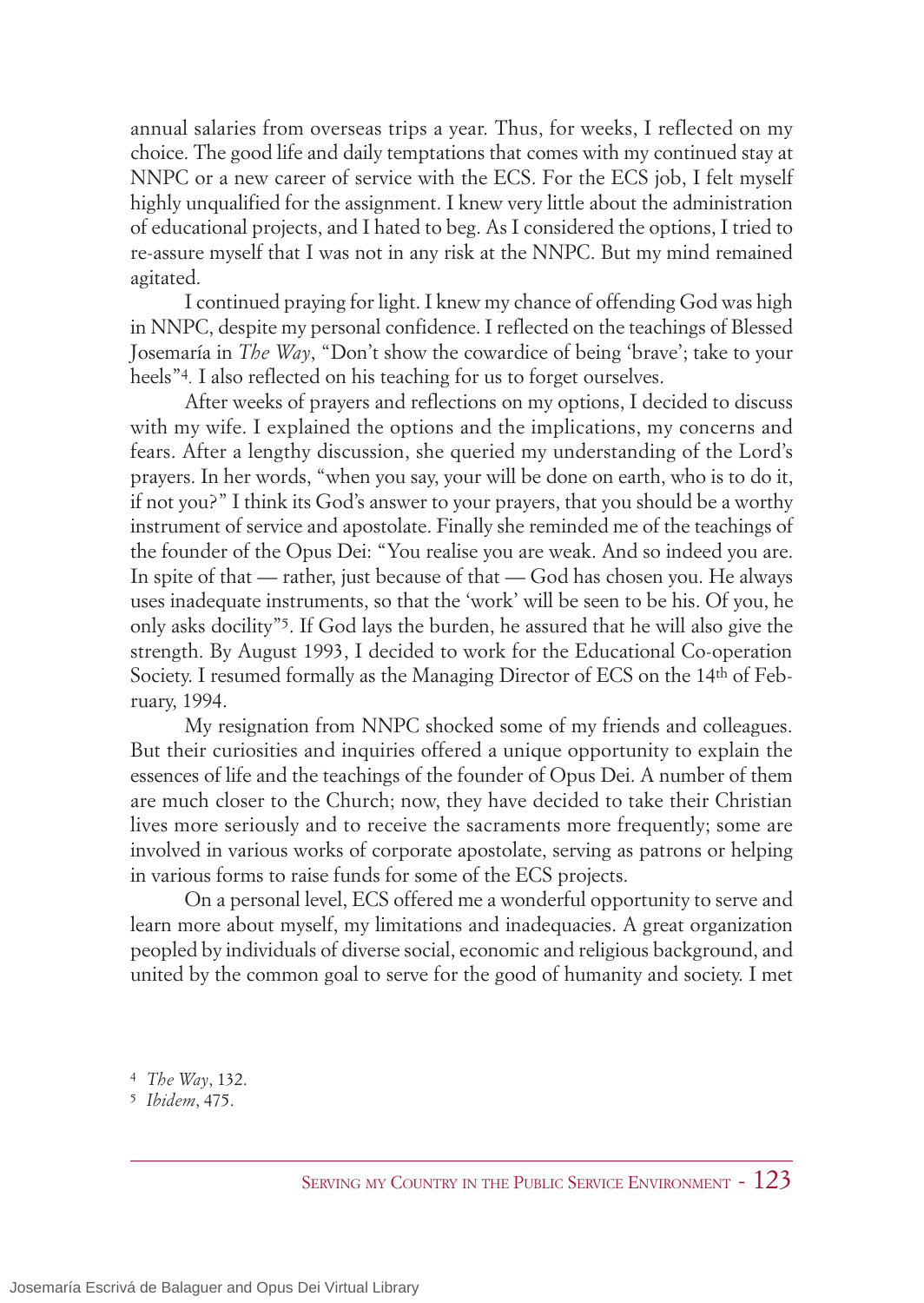annual salaries from overseas trips a year. Thus, for weeks, I reflected on my choice. The good life and daily temptations that comes with my continued stay at NNPC or a new career of service with the ECS. For the ECS job, I felt myself highly unqualified for the assignment. I knew very little about the administration of educational projects, and I hated to beg. As I considered the options, I tried to re-assure myself that I was not in any risk at the NNPC. But my mind remained agitated.

I continued praying for light. I knew my chance of offending God was high in NNPC, despite my personal confidence. I reflected on the teachings of Blessed Josemaría in *The Way*, "Don't show the cowardice of being 'brave'; take to your heels"[4]. I also reflected on his teaching for us to forget ourselves.

After weeks of prayers and reflections on my options, I decided to discuss with my wife. I explained the options and the implications, my concerns and fears. After a lengthy discussion, she queried my understanding of the Lord's prayers. In her words, "when you say, your will be done on earth, who is to do it, if not you?" I think its God's answer to your prayers, that you should be a worthy instrument of service and apostolate. Finally she reminded me of the teachings of the founder of the Opus Dei: "You realise you are weak. And so indeed you are. In spite of that — rather, just because of that — God has chosen you. He always uses inadequate instruments, so that the 'work' will be seen to be his. Of you, he only asks docility"[5]. If God lays the burden, he assured that he will also give the strength. By August 1993, I decided to work for the Educational Co-operation Society. I resumed formally as the Managing Director of ECS on the 14th of February, 1994.

My resignation from NNPC shocked some of my friends and colleagues. But their curiosities and inquiries offered a unique opportunity to explain the essences of life and the teachings of the founder of Opus Dei. A number of them are much closer to the Church; now, they have decided to take their Christian lives more seriously and to receive the sacraments more frequently; some are involved in various works of corporate apostolate, serving as patrons or helping in various forms to raise funds for some of the ECS projects.

On a personal level, ECS offered me a wonderful opportunity to serve and learn more about myself, my limitations and inadequacies. A great organization peopled by individuals of diverse social, economic and religious background, and united by the common goal to serve for the good of humanity and society. I met

[4] *The Way*, 132.

[5] *Ibidem*, 475.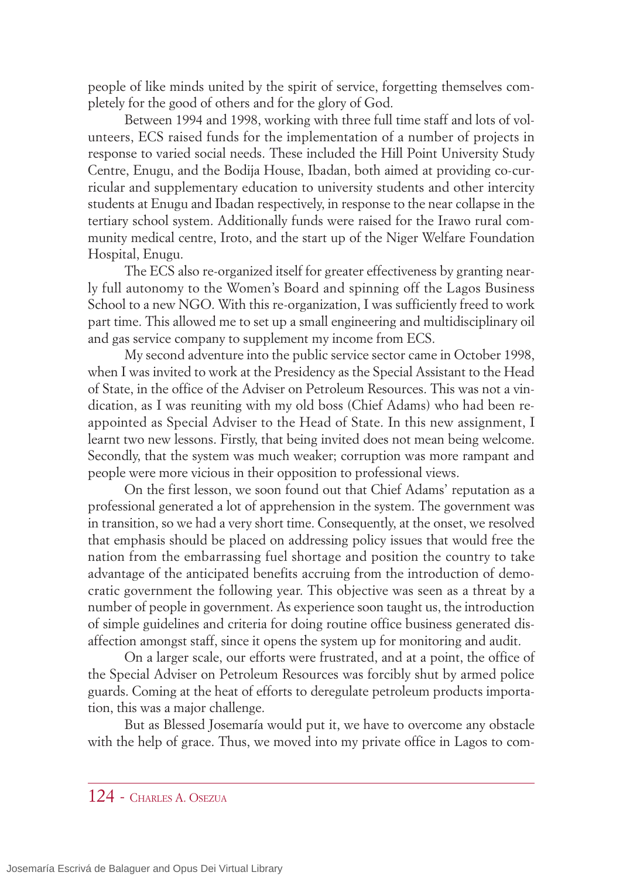people of like minds united by the spirit of service, forgetting themselves completely for the good of others and for the glory of God.

Between 1994 and 1998, working with three full time staff and lots of volunteers, ECS raised funds for the implementation of a number of projects in response to varied social needs. These included the Hill Point University Study Centre, Enugu, and the Bodija House, Ibadan, both aimed at providing co-curricular and supplementary education to university students and other intercity students at Enugu and Ibadan respectively, in response to the near collapse in the tertiary school system. Additionally funds were raised for the Irawo rural community medical centre, Iroto, and the start up of the Niger Welfare Foundation Hospital, Enugu.

The ECS also re-organized itself for greater effectiveness by granting nearly full autonomy to the Women's Board and spinning off the Lagos Business School to a new NGO. With this re-organization, I was sufficiently freed to work part time. This allowed me to set up a small engineering and multidisciplinary oil and gas service company to supplement my income from ECS.

My second adventure into the public service sector came in October 1998, when I was invited to work at the Presidency as the Special Assistant to the Head of State, in the office of the Adviser on Petroleum Resources. This was not a vindication, as I was reuniting with my old boss (Chief Adams) who had been reappointed as Special Adviser to the Head of State. In this new assignment, I learnt two new lessons. Firstly, that being invited does not mean being welcome. Secondly, that the system was much weaker; corruption was more rampant and people were more vicious in their opposition to professional views.

On the first lesson, we soon found out that Chief Adams' reputation as a professional generated a lot of apprehension in the system. The government was in transition, so we had a very short time. Consequently, at the onset, we resolved that emphasis should be placed on addressing policy issues that would free the nation from the embarrassing fuel shortage and position the country to take advantage of the anticipated benefits accruing from the introduction of democratic government the following year. This objective was seen as a threat by a number of people in government. As experience soon taught us, the introduction of simple guidelines and criteria for doing routine office business generated disaffection amongst staff, since it opens the system up for monitoring and audit.

On a larger scale, our efforts were frustrated, and at a point, the office of the Special Adviser on Petroleum Resources was forcibly shut by armed police guards. Coming at the heat of efforts to deregulate petroleum products importation, this was a major challenge.

But as Blessed Josemaría would put it, we have to overcome any obstacle with the help of grace. Thus, we moved into my private office in Lagos to com-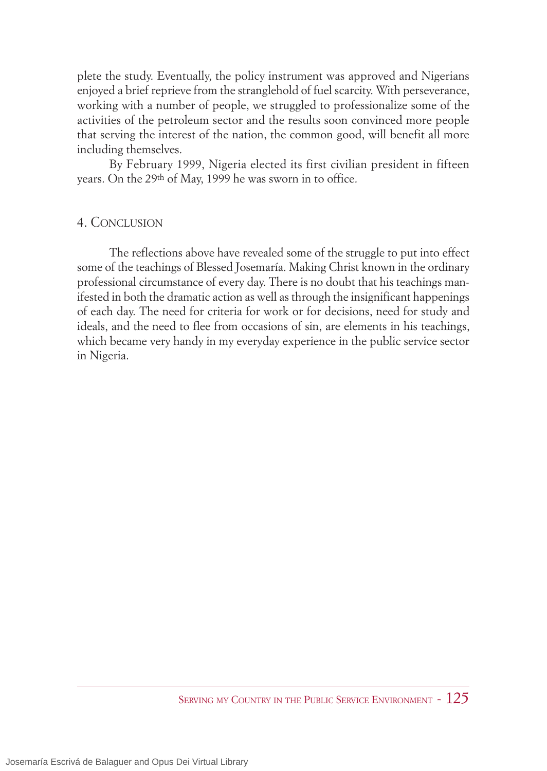plete the study. Eventually, the policy instrument was approved and Nigerians enjoyed a brief reprieve from the stranglehold of fuel scarcity. With perseverance, working with a number of people, we struggled to professionalize some of the activities of the petroleum sector and the results soon convinced more people that serving the interest of the nation, the common good, will benefit all more including themselves.

By February 1999, Nigeria elected its first civilian president in fifteen years. On the 29th of May, 1999 he was sworn in to office.

## 4. Conclusion

The reflections above have revealed some of the struggle to put into effect some of the teachings of Blessed Josemaría. Making Christ known in the ordinary professional circumstance of every day. There is no doubt that his teachings manifested in both the dramatic action as well as through the insignificant happenings of each day. The need for criteria for work or for decisions, need for study and ideals, and the need to flee from occasions of sin, are elements in his teachings, which became very handy in my everyday experience in the public service sector in Nigeria.